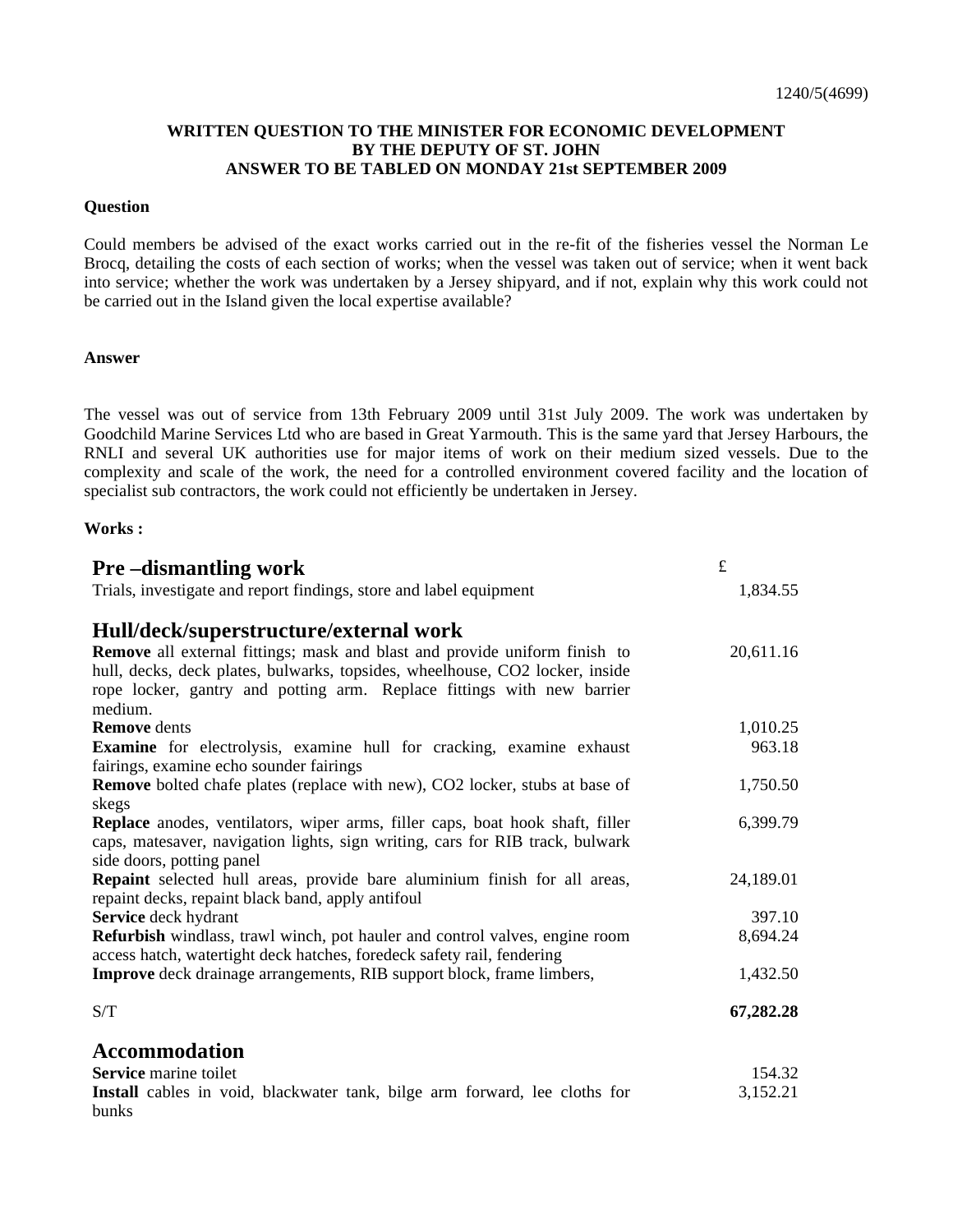1240/5(4699)

**WRITTEN QUESTION TO THE MINISTER FOR ECONOMIC DEVELOPMENT**
**BY THE DEPUTY OF ST. JOHN**
**ANSWER TO BE TABLED ON MONDAY 21st SEPTEMBER 2009**

**Question**

Could members be advised of the exact works carried out in the re-fit of the fisheries vessel the Norman Le Brocq, detailing the costs of each section of works; when the vessel was taken out of service; when it went back into service; whether the work was undertaken by a Jersey shipyard, and if not, explain why this work could not be carried out in the Island given the local expertise available?

**Answer**

The vessel was out of service from 13th February 2009 until 31st July 2009. The work was undertaken by Goodchild Marine Services Ltd who are based in Great Yarmouth. This is the same yard that Jersey Harbours, the RNLI and several UK authorities use for major items of work on their medium sized vessels. Due to the complexity and scale of the work, the need for a controlled environment covered facility and the location of specialist sub contractors, the work could not efficiently be undertaken in Jersey.

**Works :**

| | £ |
|---|---|
| **Pre –dismantling work** | |
| Trials, investigate and report findings, store and label equipment | 1,834.55 |
| **Hull/deck/superstructure/external work** | |
| **Remove** all external fittings; mask and blast and provide uniform finish to hull, decks, deck plates, bulwarks, topsides, wheelhouse, CO2 locker, inside rope locker, gantry and potting arm. Replace fittings with new barrier medium. | 20,611.16 |
| **Remove** dents | 1,010.25 |
| **Examine** for electrolysis, examine hull for cracking, examine exhaust fairings, examine echo sounder fairings | 963.18 |
| **Remove** bolted chafe plates (replace with new), CO2 locker, stubs at base of skegs | 1,750.50 |
| **Replace** anodes, ventilators, wiper arms, filler caps, boat hook shaft, filler caps, matesaver, navigation lights, sign writing, cars for RIB track, bulwark side doors, potting panel | 6,399.79 |
| **Repaint** selected hull areas, provide bare aluminium finish for all areas, repaint decks, repaint black band, apply antifoul | 24,189.01 |
| **Service** deck hydrant | 397.10 |
| **Refurbish** windlass, trawl winch, pot hauler and control valves, engine room access hatch, watertight deck hatches, foredeck safety rail, fendering | 8,694.24 |
| **Improve** deck drainage arrangements, RIB support block, frame limbers, | 1,432.50 |
| S/T | **67,282.28** |
| **Accommodation** | |
| **Service** marine toilet | 154.32 |
| **Install** cables in void, blackwater tank, bilge arm forward, lee cloths for bunks | 3,152.21 |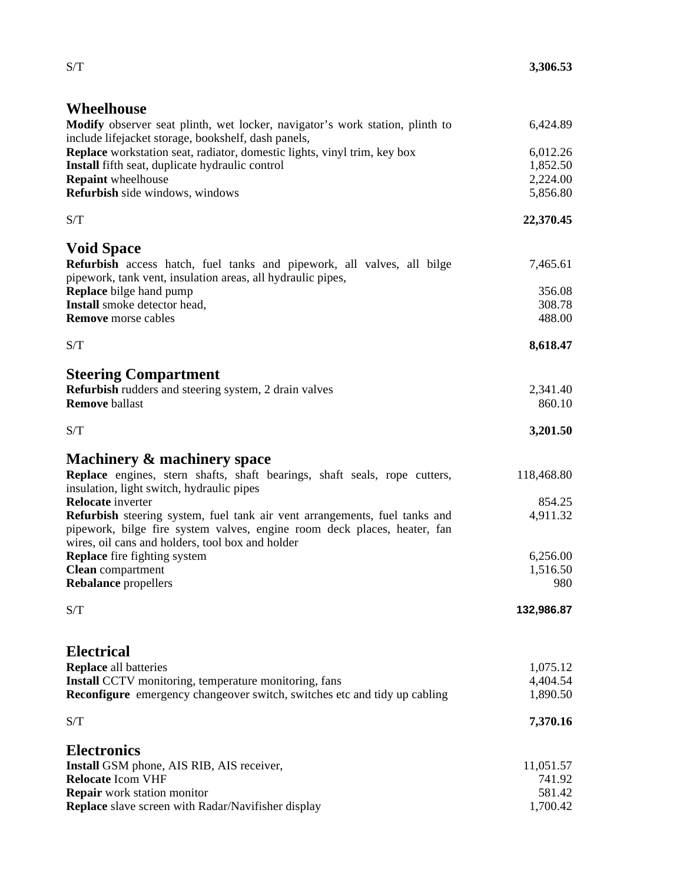| | |
|---|---|
| S/T | **3,306.53** |

## Wheelhouse

| | |
|---|---|
| **Modify** observer seat plinth, wet locker, navigator's work station, plinth to include lifejacket storage, bookshelf, dash panels, | 6,424.89 |
| **Replace** workstation seat, radiator, domestic lights, vinyl trim, key box | 6,012.26 |
| **Install** fifth seat, duplicate hydraulic control | 1,852.50 |
| **Repaint** wheelhouse | 2,224.00 |
| **Refurbish** side windows, windows | 5,856.80 |
| S/T | **22,370.45** |

## Void Space

| | |
|---|---|
| **Refurbish** access hatch, fuel tanks and pipework, all valves, all bilge pipework, tank vent, insulation areas, all hydraulic pipes, | 7,465.61 |
| **Replace** bilge hand pump | 356.08 |
| **Install** smoke detector head, | 308.78 |
| **Remove** morse cables | 488.00 |
| S/T | **8,618.47** |

## Steering Compartment

| | |
|---|---|
| **Refurbish** rudders and steering system, 2 drain valves | 2,341.40 |
| **Remove** ballast | 860.10 |
| S/T | **3,201.50** |

## Machinery & machinery space

| | |
|---|---|
| **Replace** engines, stern shafts, shaft bearings, shaft seals, rope cutters, insulation, light switch, hydraulic pipes | 118,468.80 |
| **Relocate** inverter | 854.25 |
| **Refurbish** steering system, fuel tank air vent arrangements, fuel tanks and pipework, bilge fire system valves, engine room deck places, heater, fan wires, oil cans and holders, tool box and holder | 4,911.32 |
| **Replace** fire fighting system | 6,256.00 |
| **Clean** compartment | 1,516.50 |
| **Rebalance** propellers | 980 |
| S/T | **132,986.87** |

## Electrical

| | |
|---|---|
| **Replace** all batteries | 1,075.12 |
| **Install** CCTV monitoring, temperature monitoring, fans | 4,404.54 |
| **Reconfigure** emergency changeover switch, switches etc and tidy up cabling | 1,890.50 |
| S/T | **7,370.16** |

## Electronics

| | |
|---|---|
| **Install** GSM phone, AIS RIB, AIS receiver, | 11,051.57 |
| **Relocate** Icom VHF | 741.92 |
| **Repair** work station monitor | 581.42 |
| **Replace** slave screen with Radar/Navifisher display | 1,700.42 |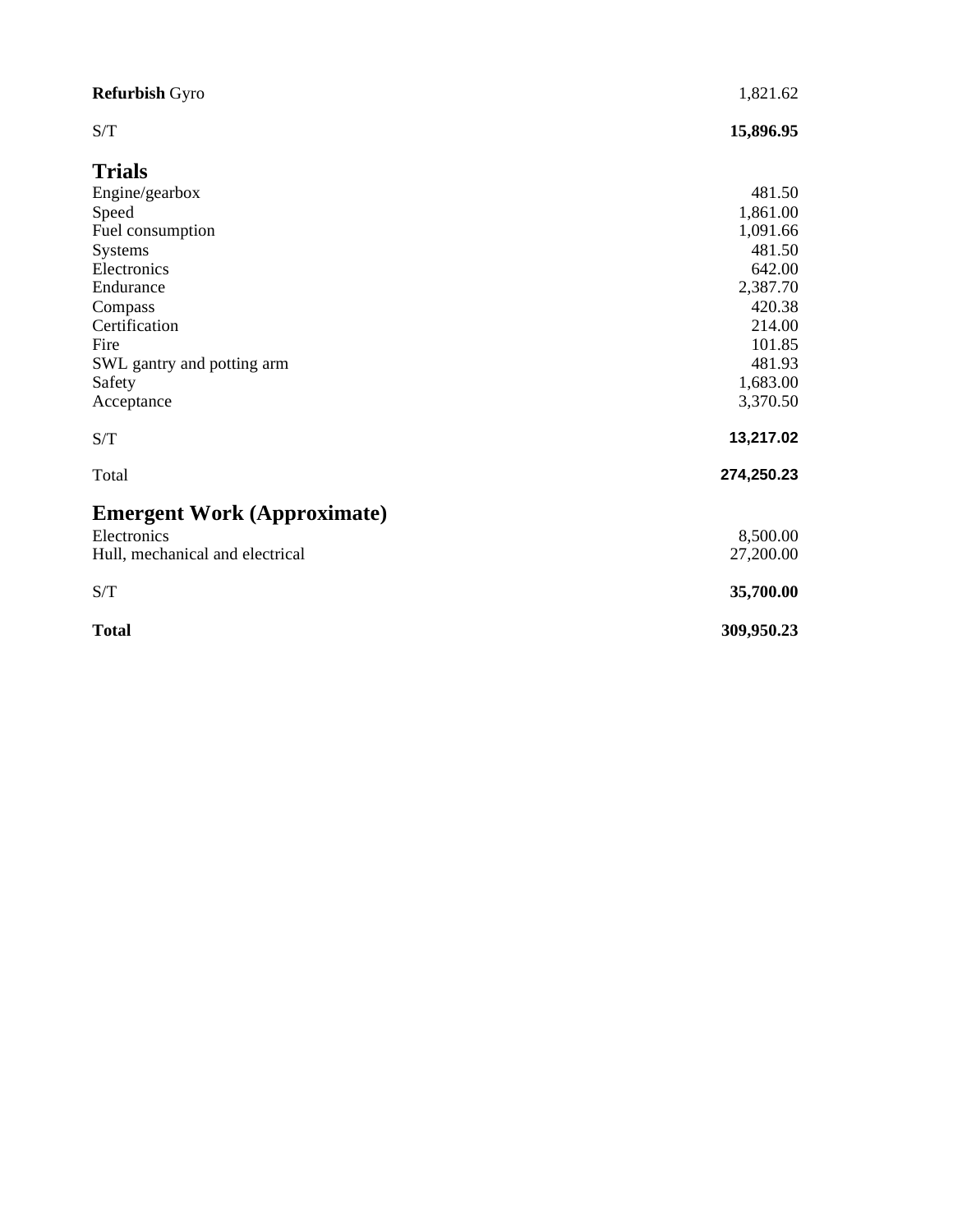| | |
|---|---|
| **Refurbish** Gyro | 1,821.62 |
| S/T | **15,896.95** |

## Trials

| | |
|---|---|
| Engine/gearbox | 481.50 |
| Speed | 1,861.00 |
| Fuel consumption | 1,091.66 |
| Systems | 481.50 |
| Electronics | 642.00 |
| Endurance | 2,387.70 |
| Compass | 420.38 |
| Certification | 214.00 |
| Fire | 101.85 |
| SWL gantry and potting arm | 481.93 |
| Safety | 1,683.00 |
| Acceptance | 3,370.50 |
| S/T | **13,217.02** |
| Total | **274,250.23** |

## Emergent Work (Approximate)

| | |
|---|---|
| Electronics | 8,500.00 |
| Hull, mechanical and electrical | 27,200.00 |
| S/T | **35,700.00** |
| **Total** | **309,950.23** |